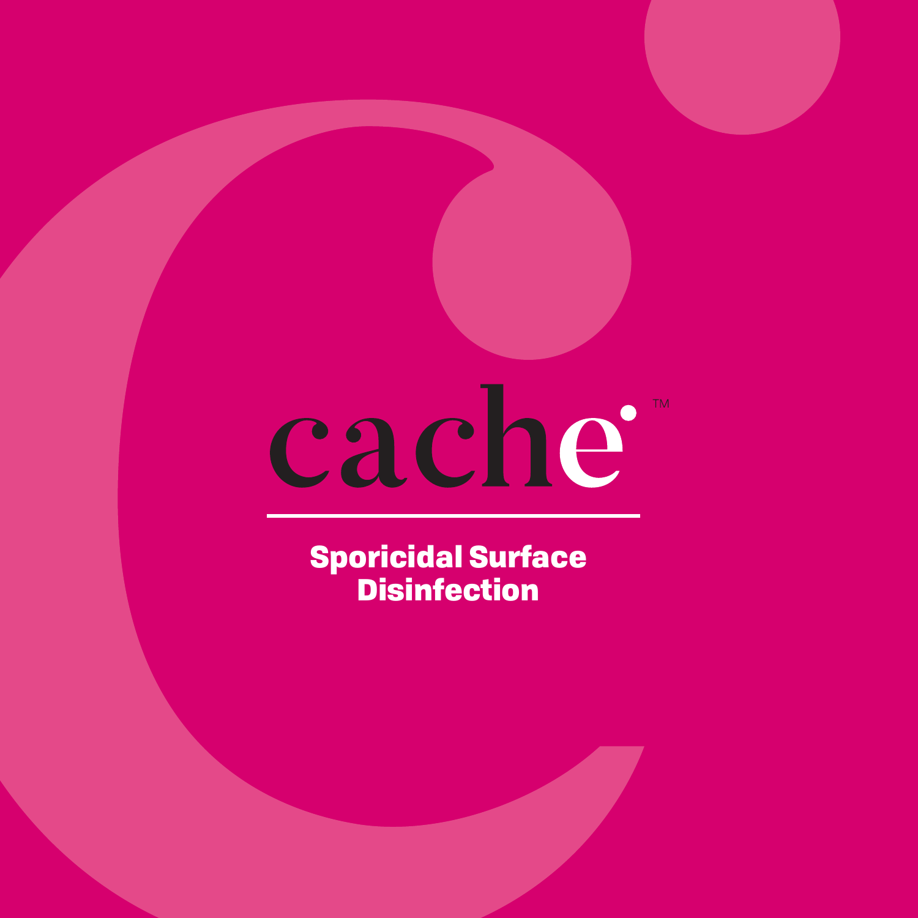# cache™

**Sporicidal Surface Disinfection**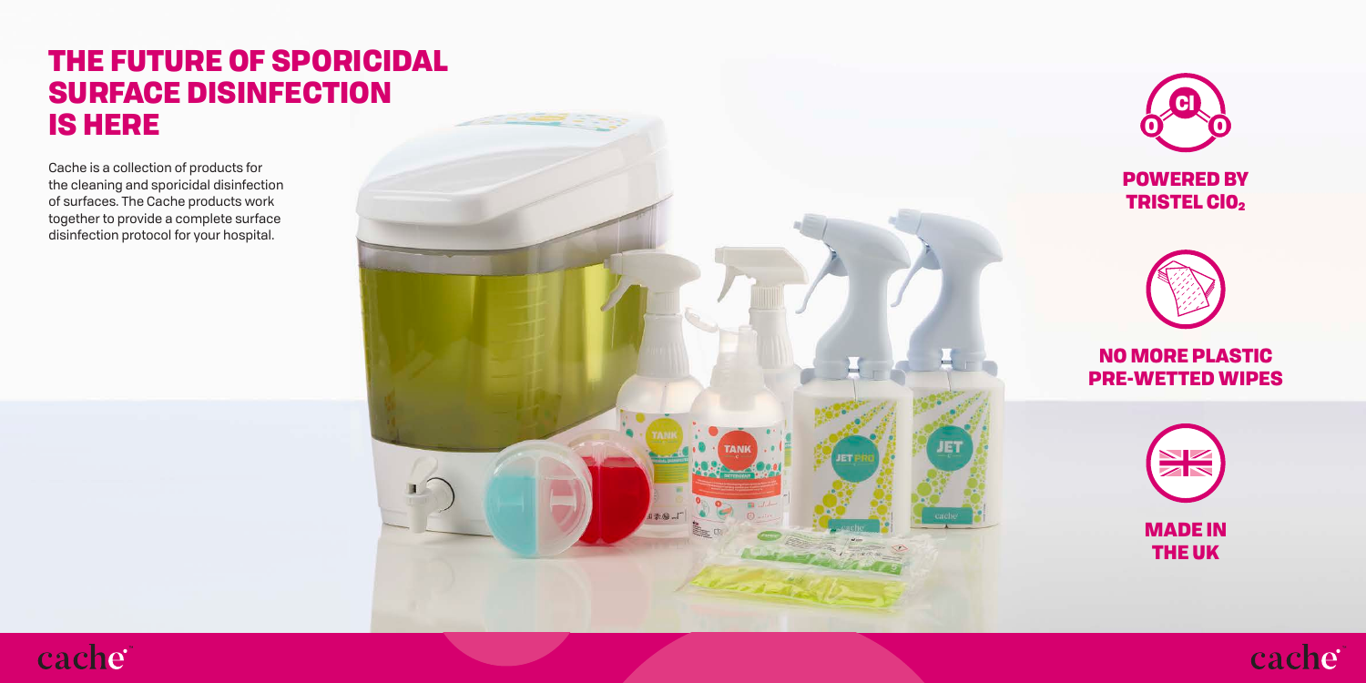# THE FUTURE OF SPORICIDAL SURFACE DISINFECTION IS HERE

Cache is a collection of products for the cleaning and sporicidal disinfection of surfaces. The Cache products work together to provide a complete surface disinfection protocol for your hospital.

## POWERED BY TRISTEL $ClO_2$

## NO MORE PLASTIC PRE-WETTED WIPES

## MADE IN THE UK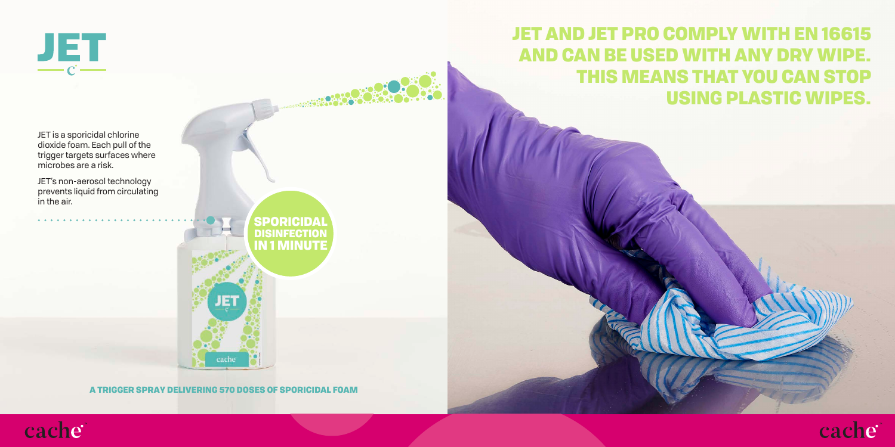# JET

JET is a sporicidal chlorine dioxide foam. Each pull of the trigger targets surfaces where microbes are a risk.

JET's non-aerosol technology prevents liquid from circulating in the air.

**SPORICIDAL DISINFECTION IN 1 MINUTE**

**A TRIGGER SPRAY DELIVERING 570 DOSES OF SPORICIDAL FOAM**

## JET AND JET PRO COMPLY WITH EN 16615 AND CAN BE USED WITH ANY DRY WIPE. THIS MEANS THAT YOU CAN STOP USING PLASTIC WIPES.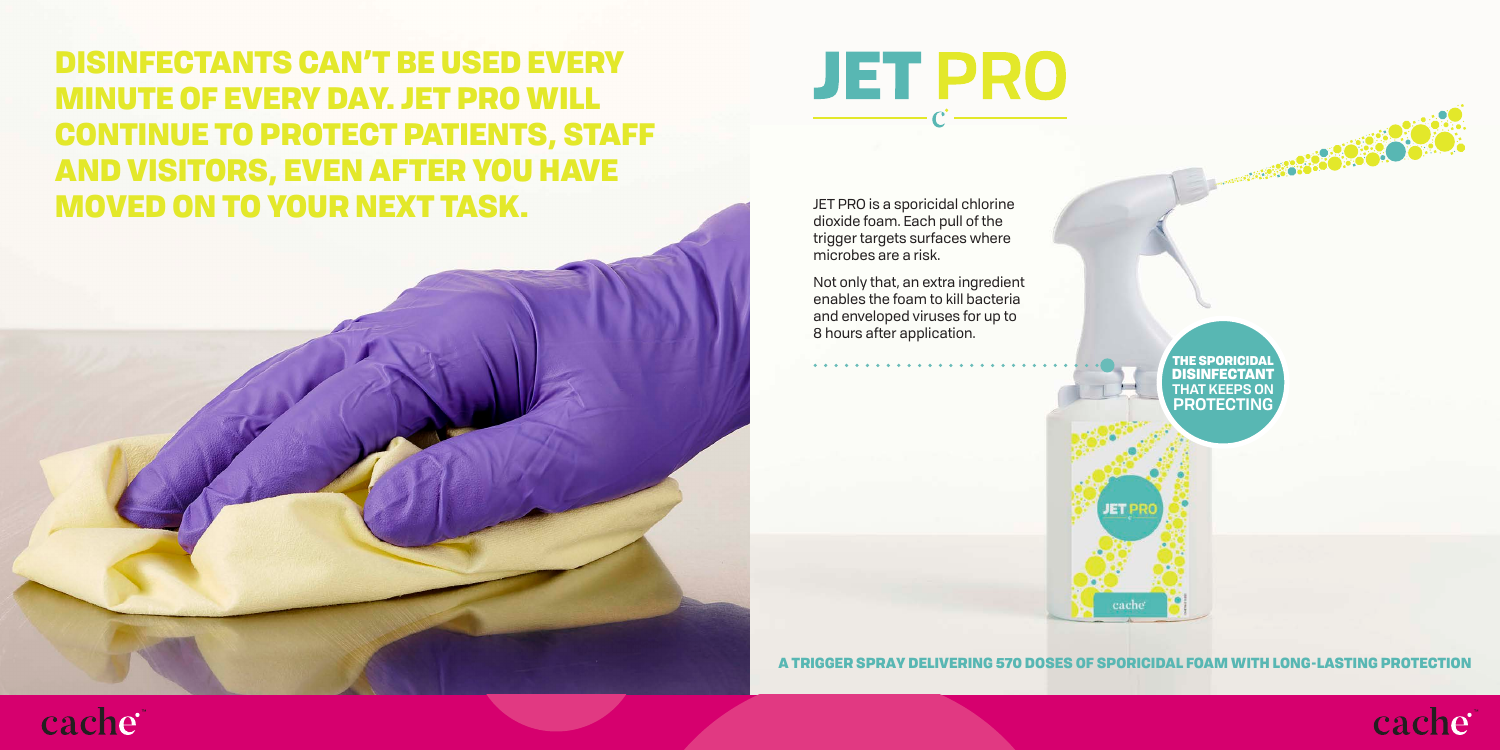# DISINFECTANTS CAN'T BE USED EVERY MINUTE OF EVERY DAY. JET PRO WILL CONTINUE TO PROTECT PATIENTS, STAFF AND VISITORS, EVEN AFTER YOU HAVE MOVED ON TO YOUR NEXT TASK.

# JET PRO

JET PRO is a sporicidal chlorine dioxide foam. Each pull of the trigger targets surfaces where microbes are a risk.

Not only that, an extra ingredient enables the foam to kill bacteria and enveloped viruses for up to 8 hours after application.

**THE SPORICIDAL DISINFECTANT THAT KEEPS ON PROTECTING**

**A TRIGGER SPRAY DELIVERING 570 DOSES OF SPORICIDAL FOAM WITH LONG-LASTING PROTECTION**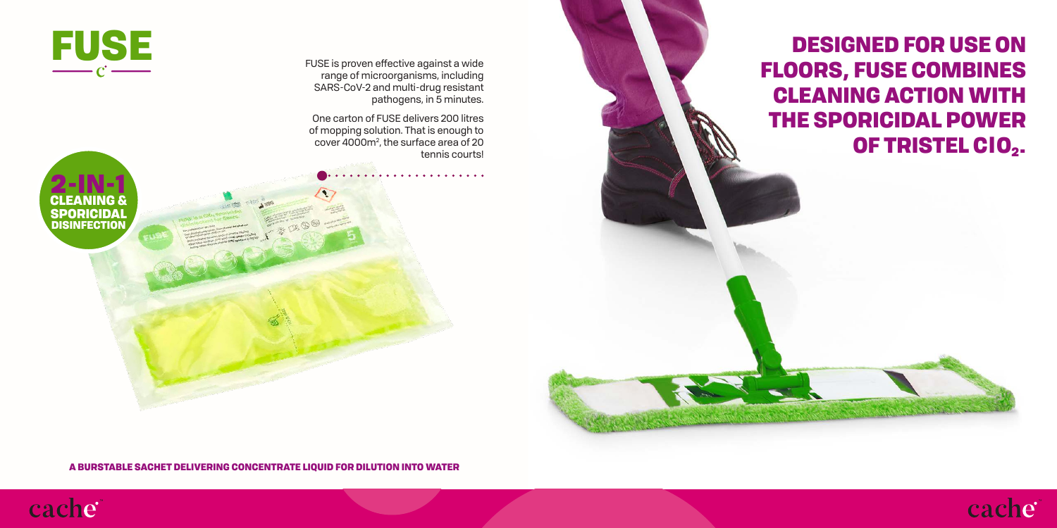# FUSE

## 2-IN-1 CLEANING & SPORICIDAL DISINFECTION

FUSE is proven effective against a wide range of microorganisms, including SARS-CoV-2 and multi-drug resistant pathogens, in 5 minutes.

One carton of FUSE delivers 200 litres of mopping solution. That is enough to cover 4000m$^2$, the surface area of 20 tennis courts!

## DESIGNED FOR USE ON FLOORS, FUSE COMBINES CLEANING ACTION WITH THE SPORICIDAL POWER OF TRISTEL $ClO_2$.

**A BURSTABLE SACHET DELIVERING CONCENTRATE LIQUID FOR DILUTION INTO WATER**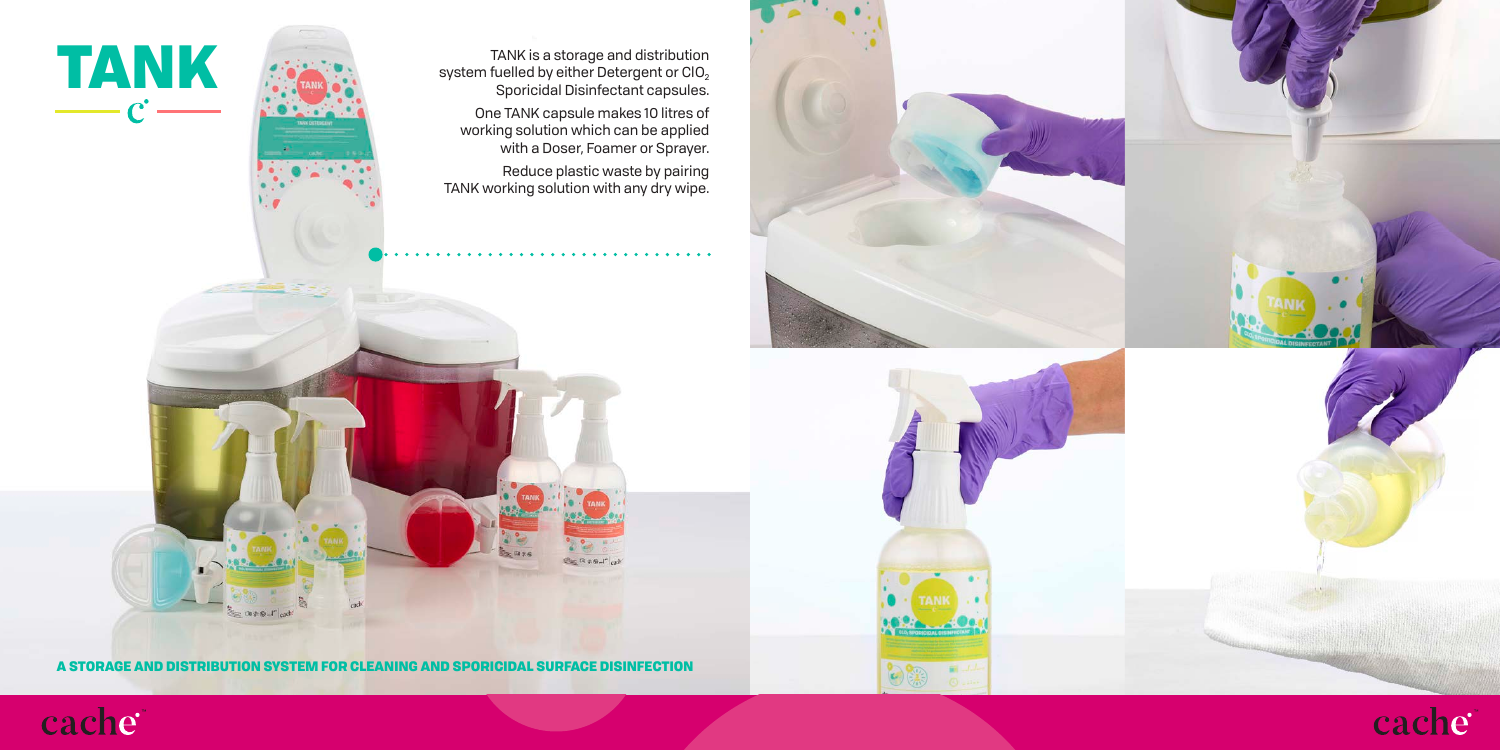# TANK

TANK is a storage and distribution system fuelled by either Detergent or $ClO_2$ Sporicidal Disinfectant capsules.

One TANK capsule makes 10 litres of working solution which can be applied with a Doser, Foamer or Sprayer.

Reduce plastic waste by pairing TANK working solution with any dry wipe.

**A STORAGE AND DISTRIBUTION SYSTEM FOR CLEANING AND SPORICIDAL SURFACE DISINFECTION**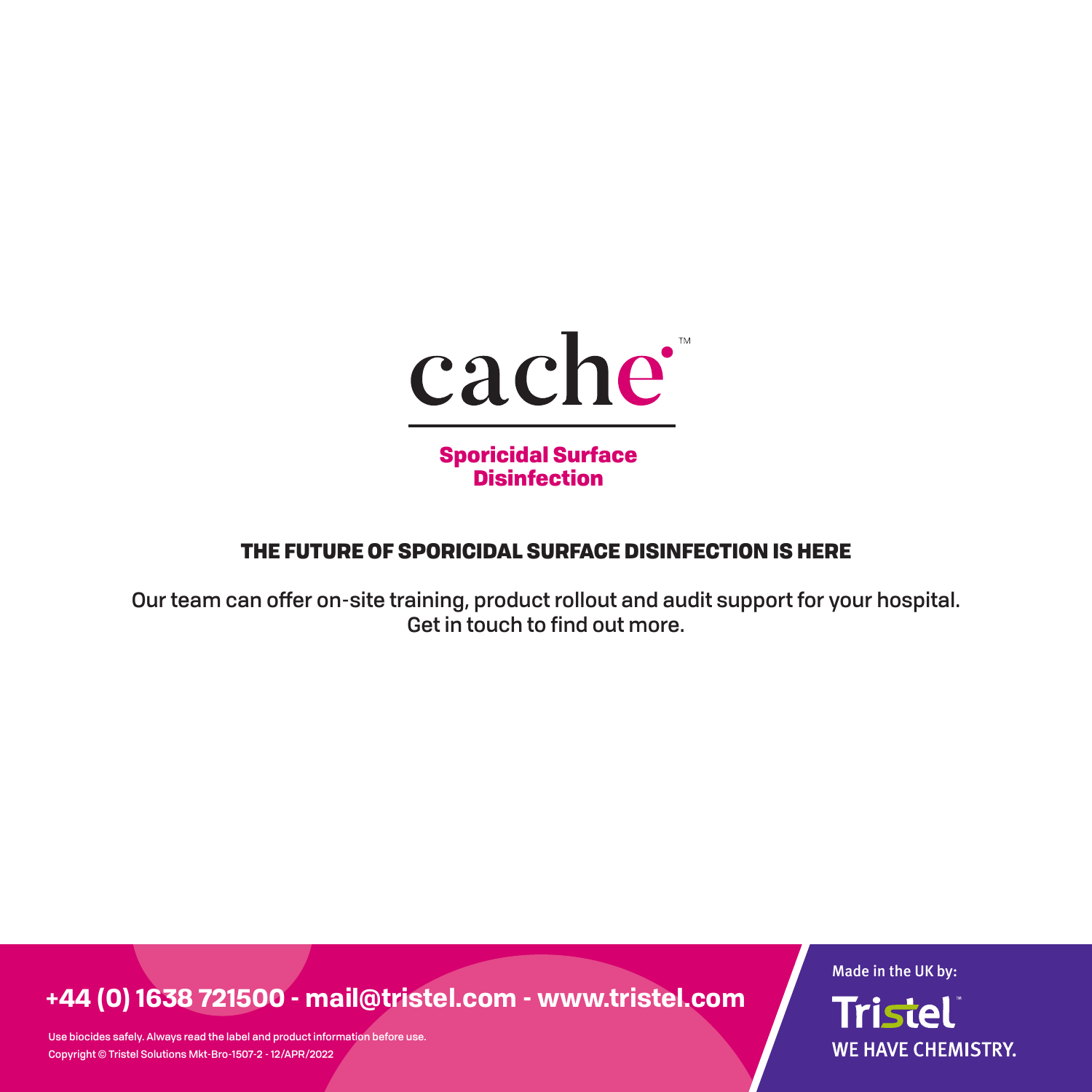cache™

**Sporicidal Surface Disinfection**

## THE FUTURE OF SPORICIDAL SURFACE DISINFECTION IS HERE

Our team can offer on-site training, product rollout and audit support for your hospital.
Get in touch to find out more.

**+44 (0) 1638 721500 - mail@tristel.com - www.tristel.com**

Use biocides safely. Always read the label and product information before use.
Copyright © Tristel Solutions Mkt-Bro-1507-2 - 12/APR/2022

Made in the UK by:

Tristel™
WE HAVE CHEMISTRY.